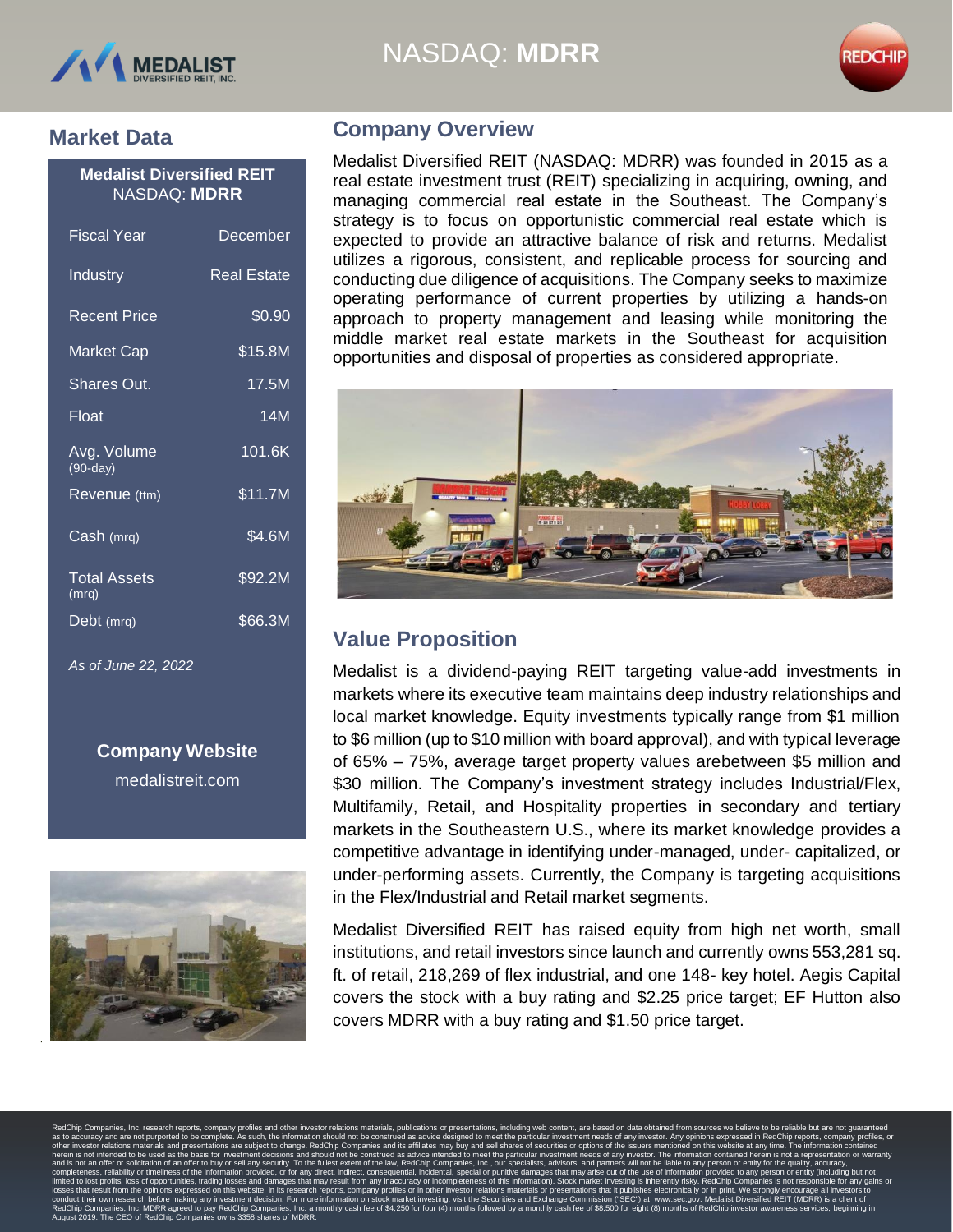NASDAQ: **MDRR**

## Market Data

| Medalist Diversified REIT NASDAQ: **MDRR** | |
|---|---|
| Fiscal Year | December |
| Industry | Real Estate |
| Recent Price | $0.90 |
| Market Cap | $15.8M |
| Shares Out. | 17.5M |
| Float | 14M |
| Avg. Volume (90-day) | 101.6K |
| Revenue (ttm) | $11.7M |
| Cash (mrq) | $4.6M |
| Total Assets (mrq) | $92.2M |
| Debt (mrq) | $66.3M |

*As of June 22, 2022*

**Company Website**
medalistreit.com

## Company Overview

Medalist Diversified REIT (NASDAQ: MDRR) was founded in 2015 as a real estate investment trust (REIT) specializing in acquiring, owning, and managing commercial real estate in the Southeast. The Company's strategy is to focus on opportunistic commercial real estate which is expected to provide an attractive balance of risk and returns. Medalist utilizes a rigorous, consistent, and replicable process for sourcing and conducting due diligence of acquisitions. The Company seeks to maximize operating performance of current properties by utilizing a hands-on approach to property management and leasing while monitoring the middle market real estate markets in the Southeast for acquisition opportunities and disposal of properties as considered appropriate.

## Value Proposition

Medalist is a dividend-paying REIT targeting value-add investments in markets where its executive team maintains deep industry relationships and local market knowledge. Equity investments typically range from $1 million to $6 million (up to $10 million with board approval), and with typical leverage of 65% – 75%, average target property values arebetween $5 million and $30 million. The Company's investment strategy includes Industrial/Flex, Multifamily, Retail, and Hospitality properties in secondary and tertiary markets in the Southeastern U.S., where its market knowledge provides a competitive advantage in identifying under-managed, under- capitalized, or under-performing assets. Currently, the Company is targeting acquisitions in the Flex/Industrial and Retail market segments.

Medalist Diversified REIT has raised equity from high net worth, small institutions, and retail investors since launch and currently owns 553,281 sq. ft. of retail, 218,269 of flex industrial, and one 148- key hotel. Aegis Capital covers the stock with a buy rating and $2.25 price target; EF Hutton also covers MDRR with a buy rating and $1.50 price target.

RedChip Companies, Inc. research reports, company profiles and other investor relations materials, publications or presentations, including web content, are based on data obtained from sources we believe to be reliable but are not guaranteed as to accuracy and are not purported to be complete. As such, the information should not be construed as advice designed to meet the particular investment needs of any investor. Any opinions expressed in RedChip reports, company profiles, or other investor relations materials and presentations are subject to change. RedChip Companies and its affiliates may buy and sell shares of securities or options of the issuers mentioned on this website at any time. The information contained herein is not intended to be used as the basis for investment decisions and should not be construed as advice intended to meet the particular investment needs of any investor. The information contained herein is not a representation or warranty and is not an offer or solicitation of an offer to buy or sell any security. To the fullest extent of the law, RedChip Companies, Inc., our specialists, advisors, and partners will not be liable to any person or entity for the quality, accuracy, completeness, reliability or timeliness of the information provided, or for any direct, indirect, consequential, incidental, special or punitive damages that may arise out of the use of information provided to any person or entity (including but not limited to lost profits, loss of opportunities, trading losses and damages that may result from any inaccuracy or incompleteness of this information). Stock market investing is inherently risky. RedChip Companies is not responsible for any gains or losses that result from the opinions expressed on this website, in its research reports, company profiles or in other investor relations materials or presentations that it publishes electronically or in print. We strongly encourage all investors to conduct their own research before making any investment decision. For more information on stock market investing, visit the Securities and Exchange Commission ("SEC") at www.sec.gov. Medalist Diversified REIT (MDRR) is a client of RedChip Companies, Inc. MDRR agreed to pay RedChip Companies, Inc. a monthly cash fee of $4,250 for four (4) months followed by a monthly cash fee of $8,500 for eight (8) months of RedChip investor awareness services, beginning in August 2019. The CEO of RedChip Companies owns 3358 shares of MDRR.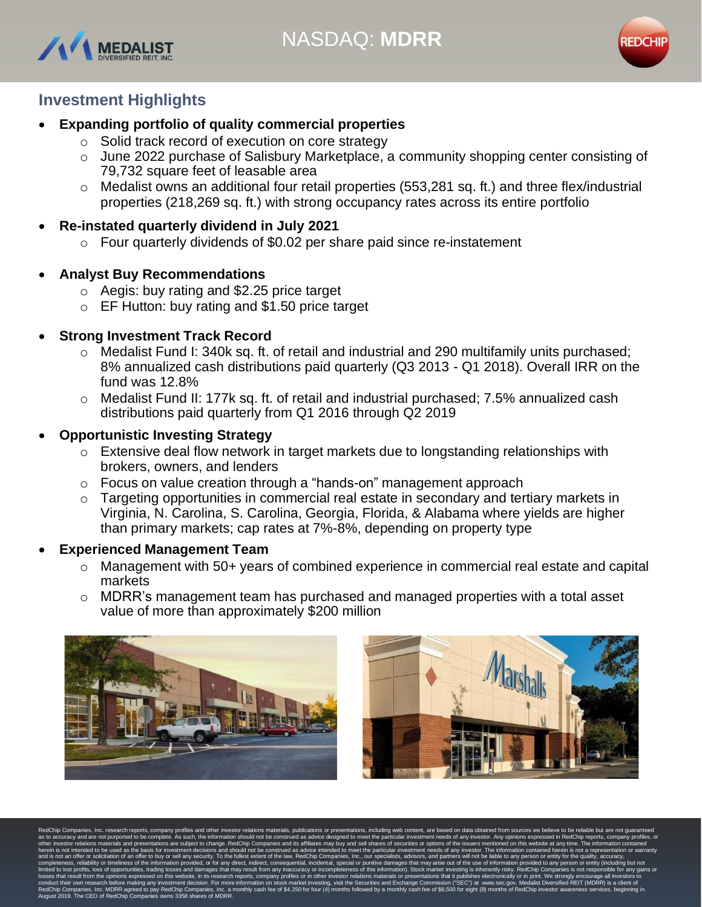NASDAQ: **MDRR**

## Investment Highlights

- **Expanding portfolio of quality commercial properties**
  - Solid track record of execution on core strategy
  - June 2022 purchase of Salisbury Marketplace, a community shopping center consisting of 79,732 square feet of leasable area
  - Medalist owns an additional four retail properties (553,281 sq. ft.) and three flex/industrial properties (218,269 sq. ft.) with strong occupancy rates across its entire portfolio
- **Re-instated quarterly dividend in July 2021**
  - Four quarterly dividends of $0.02 per share paid since re-instatement
- **Analyst Buy Recommendations**
  - Aegis: buy rating and $2.25 price target
  - EF Hutton: buy rating and $1.50 price target
- **Strong Investment Track Record**
  - Medalist Fund I: 340k sq. ft. of retail and industrial and 290 multifamily units purchased; 8% annualized cash distributions paid quarterly (Q3 2013 - Q1 2018). Overall IRR on the fund was 12.8%
  - Medalist Fund II: 177k sq. ft. of retail and industrial purchased; 7.5% annualized cash distributions paid quarterly from Q1 2016 through Q2 2019
- **Opportunistic Investing Strategy**
  - Extensive deal flow network in target markets due to longstanding relationships with brokers, owners, and lenders
  - Focus on value creation through a "hands-on" management approach
  - Targeting opportunities in commercial real estate in secondary and tertiary markets in Virginia, N. Carolina, S. Carolina, Georgia, Florida, & Alabama where yields are higher than primary markets; cap rates at 7%-8%, depending on property type
- **Experienced Management Team**
  - Management with 50+ years of combined experience in commercial real estate and capital markets
  - MDRR's management team has purchased and managed properties with a total asset value of more than approximately $200 million

RedChip Companies, Inc. research reports, company profiles and other investor relations materials, publications or presentations, including web content, are based on data obtained from sources we believe to be reliable but are not guaranteed as to accuracy and are not purported to be complete. As such, the information should not be construed as advice designed to meet the particular investment needs of any investor. Any opinions expressed in RedChip reports, company profiles, or other investor relations materials and presentations are subject to change. RedChip Companies and its affiliates may buy and sell shares of securities or options of the issuers mentioned on this website at any time. The information contained herein is not intended to be used as the basis for investment decisions and should not be construed as advice intended to meet the particular investment needs of any investor. The information contained herein is not a representation or warranty and is not an offer or solicitation of an offer to buy or sell any security. To the fullest extent of the law, RedChip Companies, Inc., our specialists, advisors, and partners will not be liable to any person or entity for the quality, accuracy, completeness, reliability or timeliness of the information provided, or for any direct, indirect, consequential, incidental, special or punitive damages that may arise out of the use of information provided to any person or entity (including but not limited to lost profits, loss of opportunities, trading losses and damages that may result from any inaccuracy or incompleteness of this information). Stock market investing is inherently risky. RedChip Companies is not responsible for any gains or losses that result from the opinions expressed on this website, in its research reports, company profiles or in other investor relations materials or presentations that it publishes electronically or in print. We strongly encourage all investors to conduct their own research before making any investment decision. For more information on stock market investing, visit the Securities and Exchange Commission ("SEC") at www.sec.gov. Medalist Diversified REIT (MDRR) is a client of RedChip Companies, Inc. MDRR agreed to pay RedChip Companies, Inc. a monthly cash fee of $4,250 for four (4) months followed by a monthly cash fee of $8,500 for eight (8) months of RedChip investor awareness services, beginning in August 2019. The CEO of RedChip Companies owns 3358 shares of MDRR.